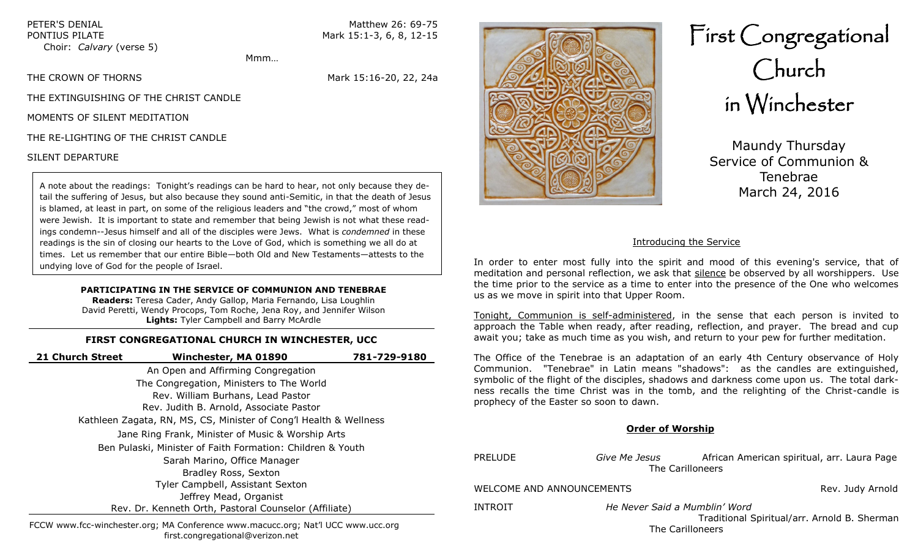PETER'S DENIAL — Matthew 26: 69-75

PONTIUS PILATE — Mark 15:1-3, 6, 8, 12-15

Choir: *Calvary* (verse 5)

Mmm…

THE CROWN OF THORNS — Mark 15:16-20, 22, 24a

THE EXTINGUISHING OF THE CHRIST CANDLE

MOMENTS OF SILENT MEDITATION

THE RE-LIGHTING OF THE CHRIST CANDLE

SILENT DEPARTURE

A note about the readings: Tonight's readings can be hard to hear, not only because they detail the suffering of Jesus, but also because they sound anti-Semitic, in that the death of Jesus is blamed, at least in part, on some of the religious leaders and "the crowd," most of whom were Jewish. It is important to state and remember that being Jewish is not what these readings condemn--Jesus himself and all of the disciples were Jews. What is *condemned* in these readings is the sin of closing our hearts to the Love of God, which is something we all do at times. Let us remember that our entire Bible—both Old and New Testaments—attests to the undying love of God for the people of Israel.

**PARTICIPATING IN THE SERVICE OF COMMUNION AND TENEBRAE**

**Readers:** Teresa Cader, Andy Gallop, Maria Fernando, Lisa Loughlin David Peretti, Wendy Procops, Tom Roche, Jena Roy, and Jennifer Wilson

**Lights:** Tyler Campbell and Barry McArdle

**FIRST CONGREGATIONAL CHURCH IN WINCHESTER, UCC**

**21 Church Street** | **Winchester, MA 01890** | **781-729-9180**

An Open and Affirming Congregation

The Congregation, Ministers to The World

Rev. William Burhans, Lead Pastor

Rev. Judith B. Arnold, Associate Pastor

Kathleen Zagata, RN, MS, CS, Minister of Cong'l Health & Wellness

Jane Ring Frank, Minister of Music & Worship Arts

Ben Pulaski, Minister of Faith Formation: Children & Youth

Sarah Marino, Office Manager

Bradley Ross, Sexton

Tyler Campbell, Assistant Sexton

Jeffrey Mead, Organist

Rev. Dr. Kenneth Orth, Pastoral Counselor (Affiliate)

FCCW www.fcc-winchester.org; MA Conference www.macucc.org; Nat'l UCC www.ucc.org
first.congregational@verizon.net

# First Congregational Church in Winchester

## Maundy Thursday Service of Communion & Tenebrae

March 24, 2016

### Introducing the Service

In order to enter most fully into the spirit and mood of this evening's service, that of meditation and personal reflection, we ask that silence be observed by all worshippers. Use the time prior to the service as a time to enter into the presence of the One who welcomes us as we move in spirit into that Upper Room.

Tonight, Communion is self-administered, in the sense that each person is invited to approach the Table when ready, after reading, reflection, and prayer. The bread and cup await you; take as much time as you wish, and return to your pew for further meditation.

The Office of the Tenebrae is an adaptation of an early 4th Century observance of Holy Communion. "Tenebrae" in Latin means "shadows": as the candles are extinguished, symbolic of the flight of the disciples, shadows and darkness come upon us. The total darkness recalls the time Christ was in the tomb, and the relighting of the Christ-candle is prophecy of the Easter so soon to dawn.

### Order of Worship

PRELUDE — *Give Me Jesus* — African American spiritual, arr. Laura Page
The Carilloneers

WELCOME AND ANNOUNCEMENTS — Rev. Judy Arnold

INTROIT — *He Never Said a Mumblin' Word*
Traditional Spiritual/arr. Arnold B. Sherman
The Carilloneers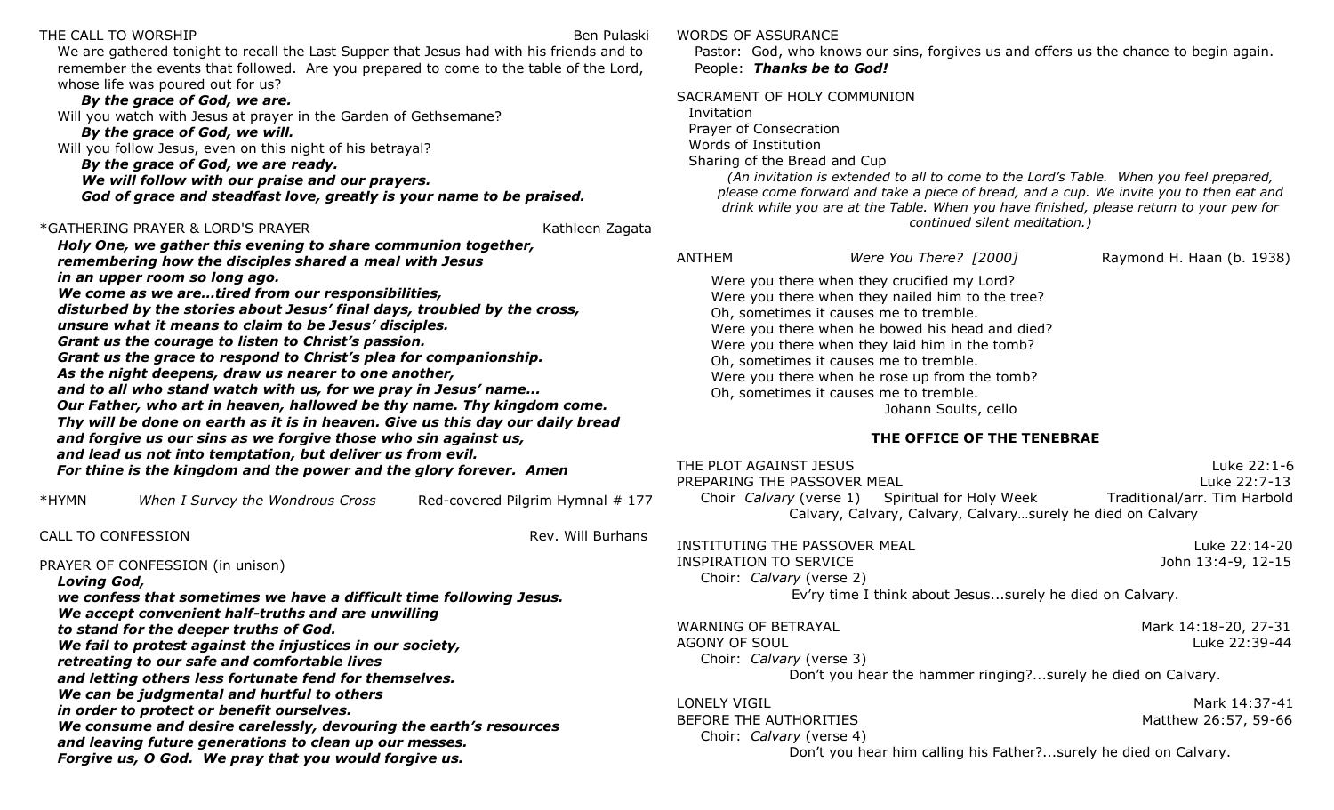THE CALL TO WORSHIP Ben Pulaski

We are gathered tonight to recall the Last Supper that Jesus had with his friends and to remember the events that followed. Are you prepared to come to the table of the Lord, whose life was poured out for us?

***By the grace of God, we are.***

Will you watch with Jesus at prayer in the Garden of Gethsemane?

***By the grace of God, we will.***

Will you follow Jesus, even on this night of his betrayal?

***By the grace of God, we are ready.***
***We will follow with our praise and our prayers.***
***God of grace and steadfast love, greatly is your name to be praised.***

*GATHERING PRAYER & LORD'S PRAYER Kathleen Zagata

***Holy One, we gather this evening to share communion together,***
***remembering how the disciples shared a meal with Jesus***
***in an upper room so long ago.***
***We come as we are...tired from our responsibilities,***
***disturbed by the stories about Jesus' final days, troubled by the cross,***
***unsure what it means to claim to be Jesus' disciples.***
***Grant us the courage to listen to Christ's passion.***
***Grant us the grace to respond to Christ's plea for companionship.***
***As the night deepens, draw us nearer to one another,***
***and to all who stand watch with us, for we pray in Jesus' name...***
***Our Father, who art in heaven, hallowed be thy name. Thy kingdom come.***
***Thy will be done on earth as it is in heaven. Give us this day our daily bread***
***and forgive us our sins as we forgive those who sin against us,***
***and lead us not into temptation, but deliver us from evil.***
***For thine is the kingdom and the power and the glory forever. Amen***

*HYMN *When I Survey the Wondrous Cross* Red-covered Pilgrim Hymnal # 177

CALL TO CONFESSION Rev. Will Burhans

PRAYER OF CONFESSION (in unison)

***Loving God,***
***we confess that sometimes we have a difficult time following Jesus.***
***We accept convenient half-truths and are unwilling***
***to stand for the deeper truths of God.***
***We fail to protest against the injustices in our society,***
***retreating to our safe and comfortable lives***
***and letting others less fortunate fend for themselves.***
***We can be judgmental and hurtful to others***
***in order to protect or benefit ourselves.***
***We consume and desire carelessly, devouring the earth's resources***
***and leaving future generations to clean up our messes.***
***Forgive us, O God. We pray that you would forgive us.***

WORDS OF ASSURANCE

Pastor: God, who knows our sins, forgives us and offers us the chance to begin again.
People: ***Thanks be to God!***

SACRAMENT OF HOLY COMMUNION

Invitation
Prayer of Consecration
Words of Institution
Sharing of the Bread and Cup

*(An invitation is extended to all to come to the Lord's Table. When you feel prepared, please come forward and take a piece of bread, and a cup. We invite you to then eat and drink while you are at the Table. When you have finished, please return to your pew for continued silent meditation.)*

ANTHEM *Were You There? [2000]* Raymond H. Haan (b. 1938)

Were you there when they crucified my Lord?
Were you there when they nailed him to the tree?
Oh, sometimes it causes me to tremble.
Were you there when he bowed his head and died?
Were you there when they laid him in the tomb?
Oh, sometimes it causes me to tremble.
Were you there when he rose up from the tomb?
Oh, sometimes it causes me to tremble.

Johann Soults, cello

## THE OFFICE OF THE TENEBRAE

THE PLOT AGAINST JESUS Luke 22:1-6
PREPARING THE PASSOVER MEAL Luke 22:7-13

Choir *Calvary* (verse 1) Spiritual for Holy Week Traditional/arr. Tim Harbold

Calvary, Calvary, Calvary, Calvary…surely he died on Calvary

INSTITUTING THE PASSOVER MEAL Luke 22:14-20
INSPIRATION TO SERVICE John 13:4-9, 12-15

Choir: *Calvary* (verse 2)

Ev'ry time I think about Jesus...surely he died on Calvary.

WARNING OF BETRAYAL Mark 14:18-20, 27-31
AGONY OF SOUL Luke 22:39-44

Choir: *Calvary* (verse 3)

Don't you hear the hammer ringing?...surely he died on Calvary.

LONELY VIGIL Mark 14:37-41
BEFORE THE AUTHORITIES Matthew 26:57, 59-66

Choir: *Calvary* (verse 4)

Don't you hear him calling his Father?...surely he died on Calvary.